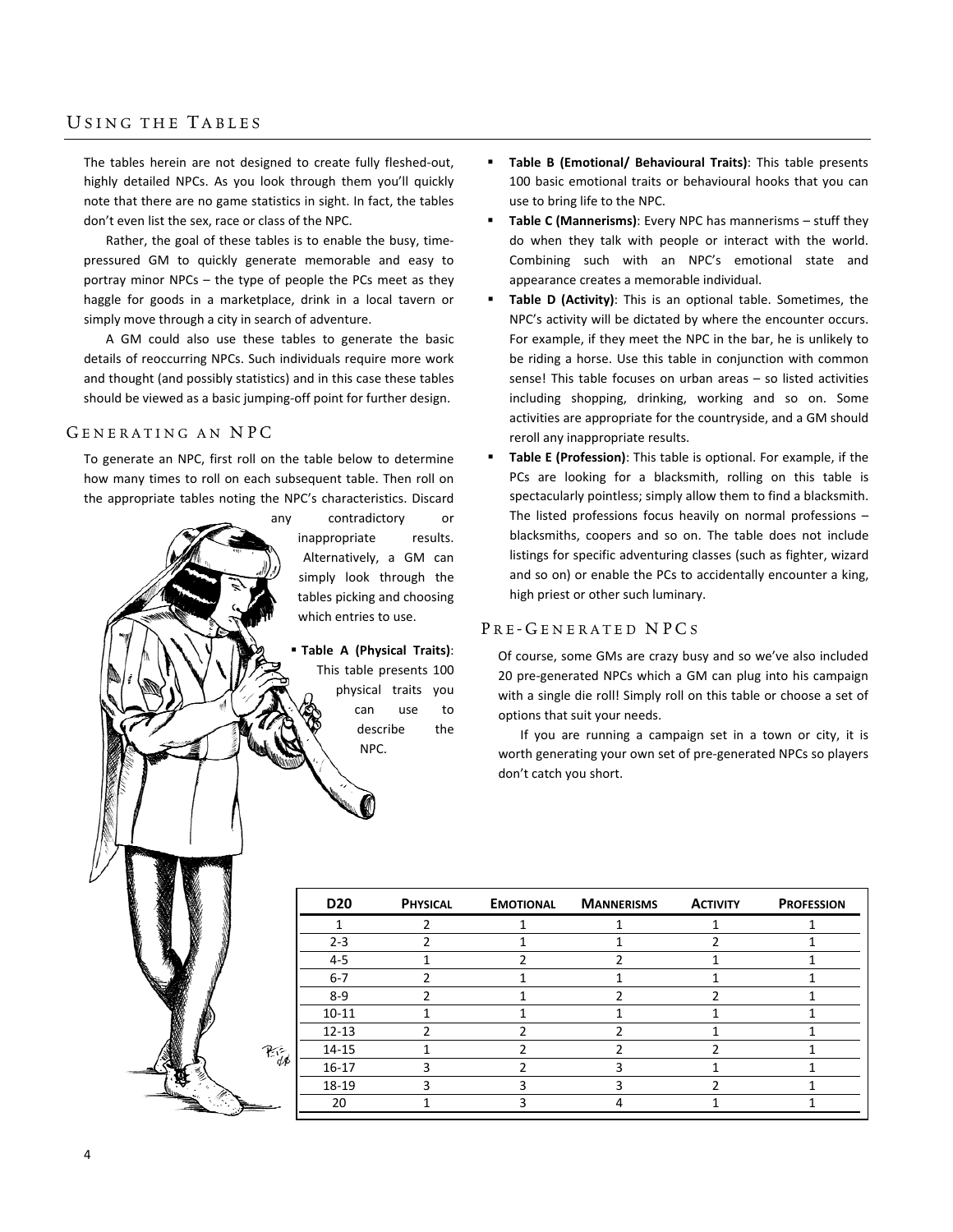# Using the Tables

The tables herein are not designed to create fully fleshed-out, highly detailed NPCs. As you look through them you'll quickly note that there are no game statistics in sight. In fact, the tables don't even list the sex, race or class of the NPC.

Rather, the goal of these tables is to enable the busy, time-pressured GM to quickly generate memorable and easy to portray minor NPCs – the type of people the PCs meet as they haggle for goods in a marketplace, drink in a local tavern or simply move through a city in search of adventure.

A GM could also use these tables to generate the basic details of reoccurring NPCs. Such individuals require more work and thought (and possibly statistics) and in this case these tables should be viewed as a basic jumping-off point for further design.

## Generating an NPC

To generate an NPC, first roll on the table below to determine how many times to roll on each subsequent table. Then roll on the appropriate tables noting the NPC's characteristics. Discard any contradictory or inappropriate results. Alternatively, a GM can simply look through the tables picking and choosing which entries to use.

- **Table A (Physical Traits)**: This table presents 100 physical traits you can use to describe the NPC.
- **Table B (Emotional/ Behavioural Traits)**: This table presents 100 basic emotional traits or behavioural hooks that you can use to bring life to the NPC.
- **Table C (Mannerisms)**: Every NPC has mannerisms – stuff they do when they talk with people or interact with the world. Combining such with an NPC's emotional state and appearance creates a memorable individual.
- **Table D (Activity)**: This is an optional table. Sometimes, the NPC's activity will be dictated by where the encounter occurs. For example, if they meet the NPC in the bar, he is unlikely to be riding a horse. Use this table in conjunction with common sense! This table focuses on urban areas – so listed activities including shopping, drinking, working and so on. Some activities are appropriate for the countryside, and a GM should reroll any inappropriate results.
- **Table E (Profession)**: This table is optional. For example, if the PCs are looking for a blacksmith, rolling on this table is spectacularly pointless; simply allow them to find a blacksmith. The listed professions focus heavily on normal professions – blacksmiths, coopers and so on. The table does not include listings for specific adventuring classes (such as fighter, wizard and so on) or enable the PCs to accidentally encounter a king, high priest or other such luminary.

## Pre-Generated NPCs

Of course, some GMs are crazy busy and so we've also included 20 pre-generated NPCs which a GM can plug into his campaign with a single die roll! Simply roll on this table or choose a set of options that suit your needs.

If you are running a campaign set in a town or city, it is worth generating your own set of pre-generated NPCs so players don't catch you short.

| D20 | Physical | Emotional | Mannerisms | Activity | Profession |
|---|---|---|---|---|---|
| 1 | 2 | 1 | 1 | 1 | 1 |
| 2-3 | 2 | 1 | 1 | 2 | 1 |
| 4-5 | 1 | 2 | 2 | 1 | 1 |
| 6-7 | 2 | 1 | 1 | 1 | 1 |
| 8-9 | 2 | 1 | 2 | 2 | 1 |
| 10-11 | 1 | 1 | 1 | 1 | 1 |
| 12-13 | 2 | 2 | 2 | 1 | 1 |
| 14-15 | 1 | 2 | 2 | 2 | 1 |
| 16-17 | 3 | 2 | 3 | 1 | 1 |
| 18-19 | 3 | 3 | 3 | 2 | 1 |
| 20 | 1 | 3 | 4 | 1 | 1 |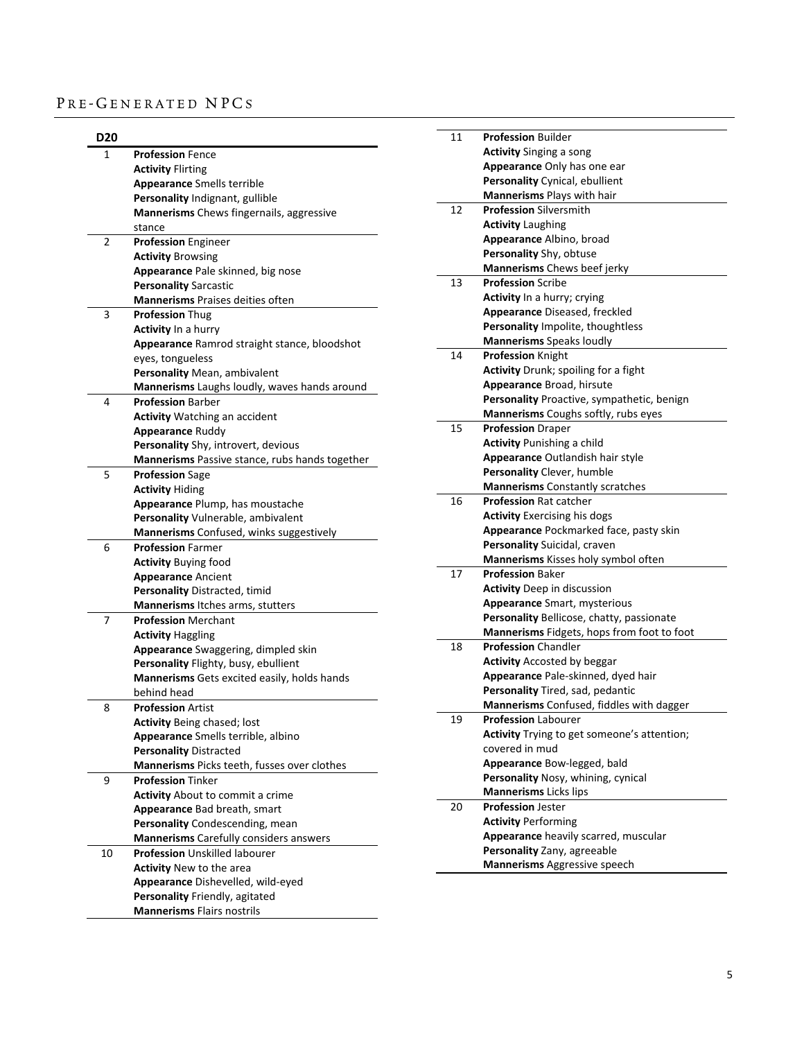## Pre-Generated NPCs

| D20 | |
|---|---|
| 1 | **Profession** Fence<br>**Activity** Flirting<br>**Appearance** Smells terrible<br>**Personality** Indignant, gullible<br>**Mannerisms** Chews fingernails, aggressive stance |
| 2 | **Profession** Engineer<br>**Activity** Browsing<br>**Appearance** Pale skinned, big nose<br>**Personality** Sarcastic<br>**Mannerisms** Praises deities often |
| 3 | **Profession** Thug<br>**Activity** In a hurry<br>**Appearance** Ramrod straight stance, bloodshot eyes, tongueless<br>**Personality** Mean, ambivalent<br>**Mannerisms** Laughs loudly, waves hands around |
| 4 | **Profession** Barber<br>**Activity** Watching an accident<br>**Appearance** Ruddy<br>**Personality** Shy, introvert, devious<br>**Mannerisms** Passive stance, rubs hands together |
| 5 | **Profession** Sage<br>**Activity** Hiding<br>**Appearance** Plump, has moustache<br>**Personality** Vulnerable, ambivalent<br>**Mannerisms** Confused, winks suggestively |
| 6 | **Profession** Farmer<br>**Activity** Buying food<br>**Appearance** Ancient<br>**Personality** Distracted, timid<br>**Mannerisms** Itches arms, stutters |
| 7 | **Profession** Merchant<br>**Activity** Haggling<br>**Appearance** Swaggering, dimpled skin<br>**Personality** Flighty, busy, ebullient<br>**Mannerisms** Gets excited easily, holds hands behind head |
| 8 | **Profession** Artist<br>**Activity** Being chased; lost<br>**Appearance** Smells terrible, albino<br>**Personality** Distracted<br>**Mannerisms** Picks teeth, fusses over clothes |
| 9 | **Profession** Tinker<br>**Activity** About to commit a crime<br>**Appearance** Bad breath, smart<br>**Personality** Condescending, mean<br>**Mannerisms** Carefully considers answers |
| 10 | **Profession** Unskilled labourer<br>**Activity** New to the area<br>**Appearance** Dishevelled, wild-eyed<br>**Personality** Friendly, agitated<br>**Mannerisms** Flairs nostrils |
| 11 | **Profession** Builder<br>**Activity** Singing a song<br>**Appearance** Only has one ear<br>**Personality** Cynical, ebullient<br>**Mannerisms** Plays with hair |
| 12 | **Profession** Silversmith<br>**Activity** Laughing<br>**Appearance** Albino, broad<br>**Personality** Shy, obtuse<br>**Mannerisms** Chews beef jerky |
| 13 | **Profession** Scribe<br>**Activity** In a hurry; crying<br>**Appearance** Diseased, freckled<br>**Personality** Impolite, thoughtless<br>**Mannerisms** Speaks loudly |
| 14 | **Profession** Knight<br>**Activity** Drunk; spoiling for a fight<br>**Appearance** Broad, hirsute<br>**Personality** Proactive, sympathetic, benign<br>**Mannerisms** Coughs softly, rubs eyes |
| 15 | **Profession** Draper<br>**Activity** Punishing a child<br>**Appearance** Outlandish hair style<br>**Personality** Clever, humble<br>**Mannerisms** Constantly scratches |
| 16 | **Profession** Rat catcher<br>**Activity** Exercising his dogs<br>**Appearance** Pockmarked face, pasty skin<br>**Personality** Suicidal, craven<br>**Mannerisms** Kisses holy symbol often |
| 17 | **Profession** Baker<br>**Activity** Deep in discussion<br>**Appearance** Smart, mysterious<br>**Personality** Bellicose, chatty, passionate<br>**Mannerisms** Fidgets, hops from foot to foot |
| 18 | **Profession** Chandler<br>**Activity** Accosted by beggar<br>**Appearance** Pale-skinned, dyed hair<br>**Personality** Tired, sad, pedantic<br>**Mannerisms** Confused, fiddles with dagger |
| 19 | **Profession** Labourer<br>**Activity** Trying to get someone's attention; covered in mud<br>**Appearance** Bow-legged, bald<br>**Personality** Nosy, whining, cynical<br>**Mannerisms** Licks lips |
| 20 | **Profession** Jester<br>**Activity** Performing<br>**Appearance** heavily scarred, muscular<br>**Personality** Zany, agreeable<br>**Mannerisms** Aggressive speech |